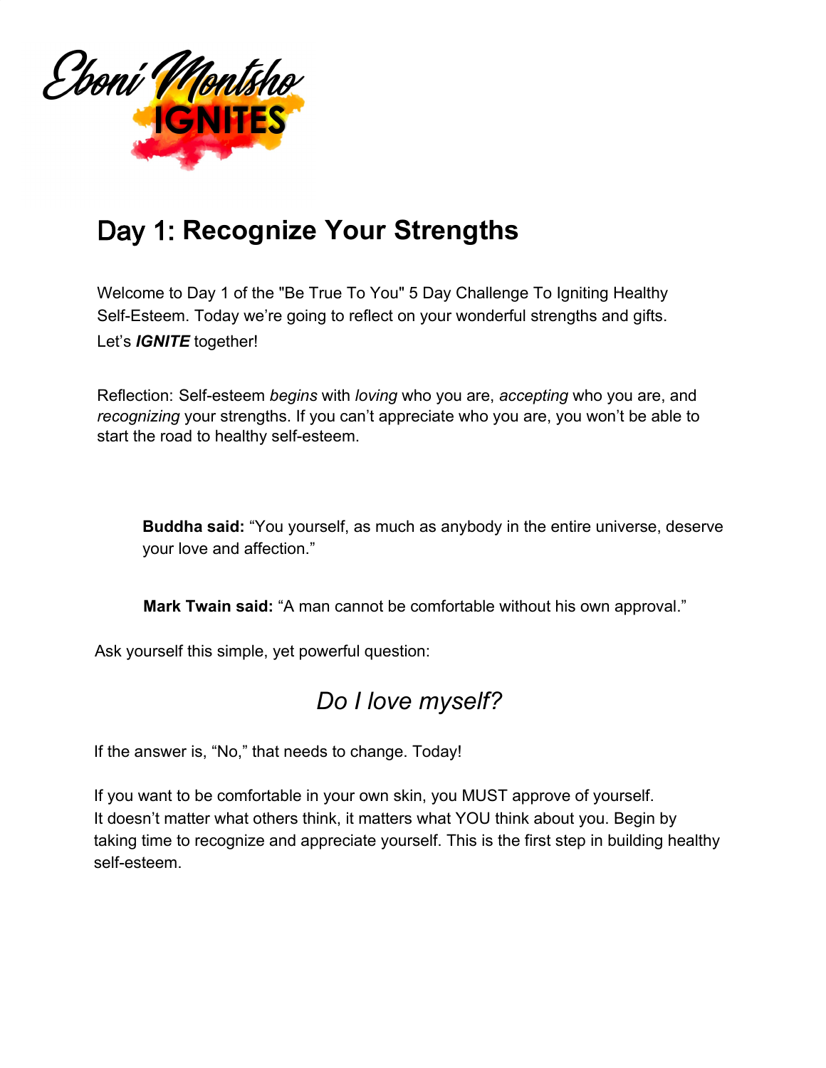Eboni Montsho IGNITES

## Day 1: Recognize Your Strengths

Welcome to Day 1 of the "Be True To You" 5 Day Challenge To Igniting Healthy Self-Esteem. Today we're going to reflect on your wonderful strengths and gifts. Let's ***IGNITE*** together!

Reflection: Self-esteem *begins* with *loving* who you are, *accepting* who you are, and *recognizing* your strengths. If you can't appreciate who you are, you won't be able to start the road to healthy self-esteem.

> **Buddha said:** "You yourself, as much as anybody in the entire universe, deserve your love and affection."
>
> **Mark Twain said:** "A man cannot be comfortable without his own approval."

Ask yourself this simple, yet powerful question:

*Do I love myself?*

If the answer is, "No," that needs to change. Today!

If you want to be comfortable in your own skin, you MUST approve of yourself. It doesn't matter what others think, it matters what YOU think about you. Begin by taking time to recognize and appreciate yourself. This is the first step in building healthy self-esteem.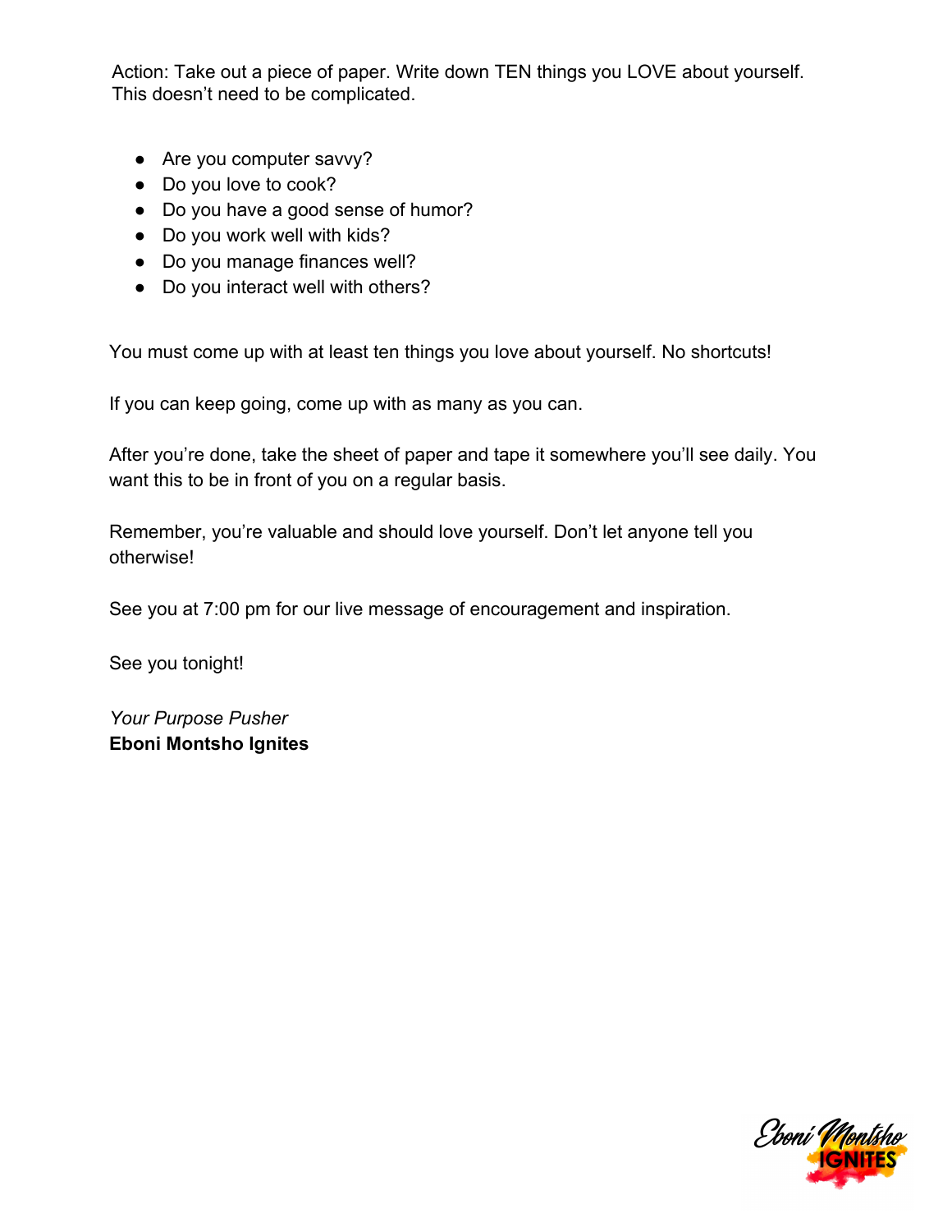Action: Take out a piece of paper. Write down TEN things you LOVE about yourself. This doesn't need to be complicated.

- Are you computer savvy?
- Do you love to cook?
- Do you have a good sense of humor?
- Do you work well with kids?
- Do you manage finances well?
- Do you interact well with others?

You must come up with at least ten things you love about yourself. No shortcuts!

If you can keep going, come up with as many as you can.

After you're done, take the sheet of paper and tape it somewhere you'll see daily. You want this to be in front of you on a regular basis.

Remember, you're valuable and should love yourself. Don't let anyone tell you otherwise!

See you at 7:00 pm for our live message of encouragement and inspiration.

See you tonight!

*Your Purpose Pusher*
**Eboni Montsho Ignites**